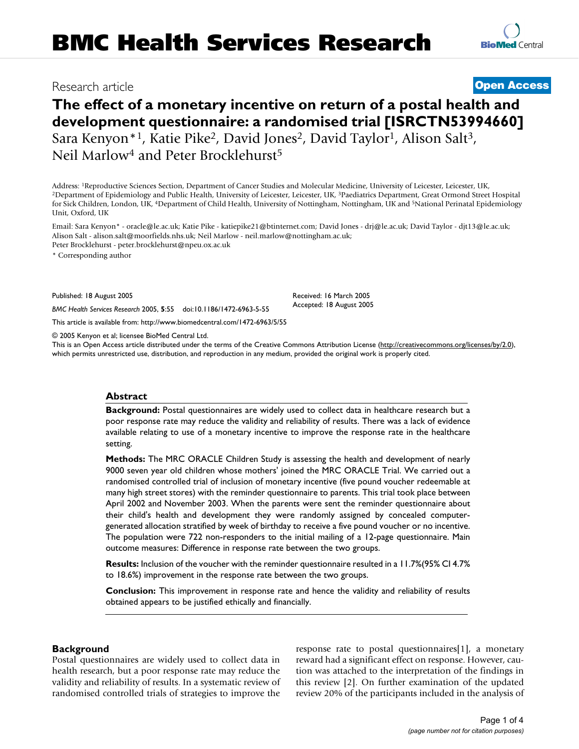# BMC Health Services Research

Research article

**Open Access**

# The effect of a monetary incentive on return of a postal health and development questionnaire: a randomised trial [ISRCTN53994660]

Sara Kenyon*[1], Katie Pike[2], David Jones[2], David Taylor[1], Alison Salt[3], Neil Marlow[4] and Peter Brocklehurst[5]

Address: [1]Reproductive Sciences Section, Department of Cancer Studies and Molecular Medicine, University of Leicester, Leicester, UK, [2]Department of Epidemiology and Public Health, University of Leicester, Leicester, UK, [3]Paediatrics Department, Great Ormond Street Hospital for Sick Children, London, UK, [4]Department of Child Health, University of Nottingham, Nottingham, UK and [5]National Perinatal Epidemiology Unit, Oxford, UK

Email: Sara Kenyon* - oracle@le.ac.uk; Katie Pike - katiepike21@btinternet.com; David Jones - drj@le.ac.uk; David Taylor - djt13@le.ac.uk; Alison Salt - alison.salt@moorfields.nhs.uk; Neil Marlow - neil.marlow@nottingham.ac.uk; Peter Brocklehurst - peter.brocklehurst@npeu.ox.ac.uk

* Corresponding author

Published: 18 August 2005

*BMC Health Services Research* 2005, **5**:55 doi:10.1186/1472-6963-5-55

Received: 16 March 2005
Accepted: 18 August 2005

This article is available from: http://www.biomedcentral.com/1472-6963/5/55

© 2005 Kenyon et al; licensee BioMed Central Ltd.
This is an Open Access article distributed under the terms of the Creative Commons Attribution License (http://creativecommons.org/licenses/by/2.0), which permits unrestricted use, distribution, and reproduction in any medium, provided the original work is properly cited.

## Abstract

**Background:** Postal questionnaires are widely used to collect data in healthcare research but a poor response rate may reduce the validity and reliability of results. There was a lack of evidence available relating to use of a monetary incentive to improve the response rate in the healthcare setting.

**Methods:** The MRC ORACLE Children Study is assessing the health and development of nearly 9000 seven year old children whose mothers' joined the MRC ORACLE Trial. We carried out a randomised controlled trial of inclusion of monetary incentive (five pound voucher redeemable at many high street stores) with the reminder questionnaire to parents. This trial took place between April 2002 and November 2003. When the parents were sent the reminder questionnaire about their child's health and development they were randomly assigned by concealed computer-generated allocation stratified by week of birthday to receive a five pound voucher or no incentive. The population were 722 non-responders to the initial mailing of a 12-page questionnaire. Main outcome measures: Difference in response rate between the two groups.

**Results:** Inclusion of the voucher with the reminder questionnaire resulted in a 11.7%(95% CI 4.7% to 18.6%) improvement in the response rate between the two groups.

**Conclusion:** This improvement in response rate and hence the validity and reliability of results obtained appears to be justified ethically and financially.

## Background

Postal questionnaires are widely used to collect data in health research, but a poor response rate may reduce the validity and reliability of results. In a systematic review of randomised controlled trials of strategies to improve the response rate to postal questionnaires[1], a monetary reward had a significant effect on response. However, caution was attached to the interpretation of the findings in this review [2]. On further examination of the updated review 20% of the participants included in the analysis of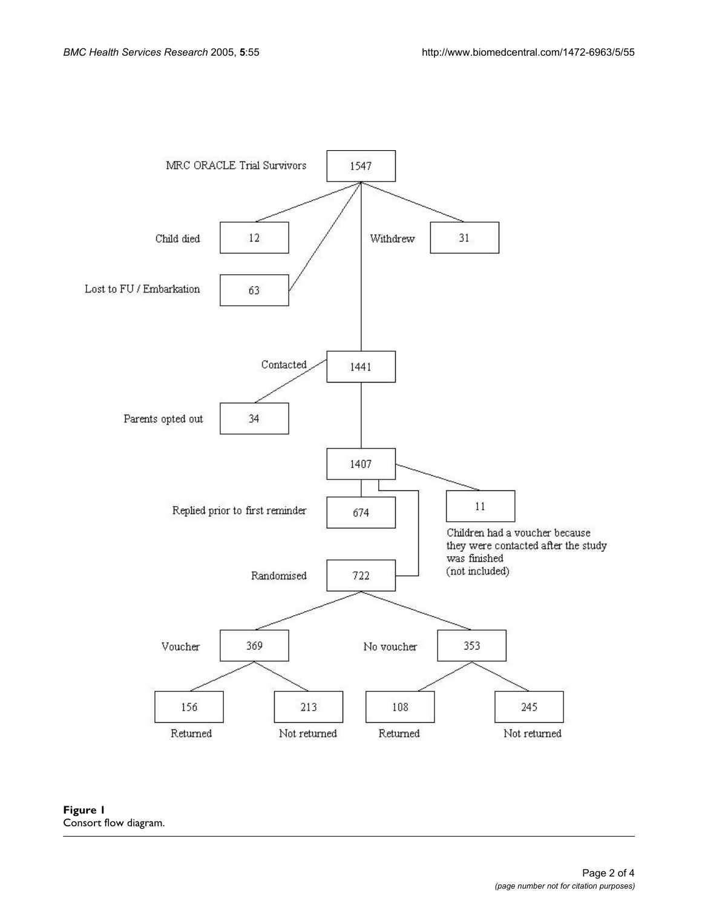MRC ORACLE Trial Survivors
1547

Child died
12

Withdrew
31

Lost to FU / Embarkation
63

Contacted
1441

Parents opted out
34

1407

Replied prior to first reminder
674

11

Children had a voucher because they were contacted after the study was finished (not included)

Randomised
722

Voucher
369

No voucher
353

156
Returned

213
Not returned

108
Returned

245
Not returned

**Figure 1**
Consort flow diagram.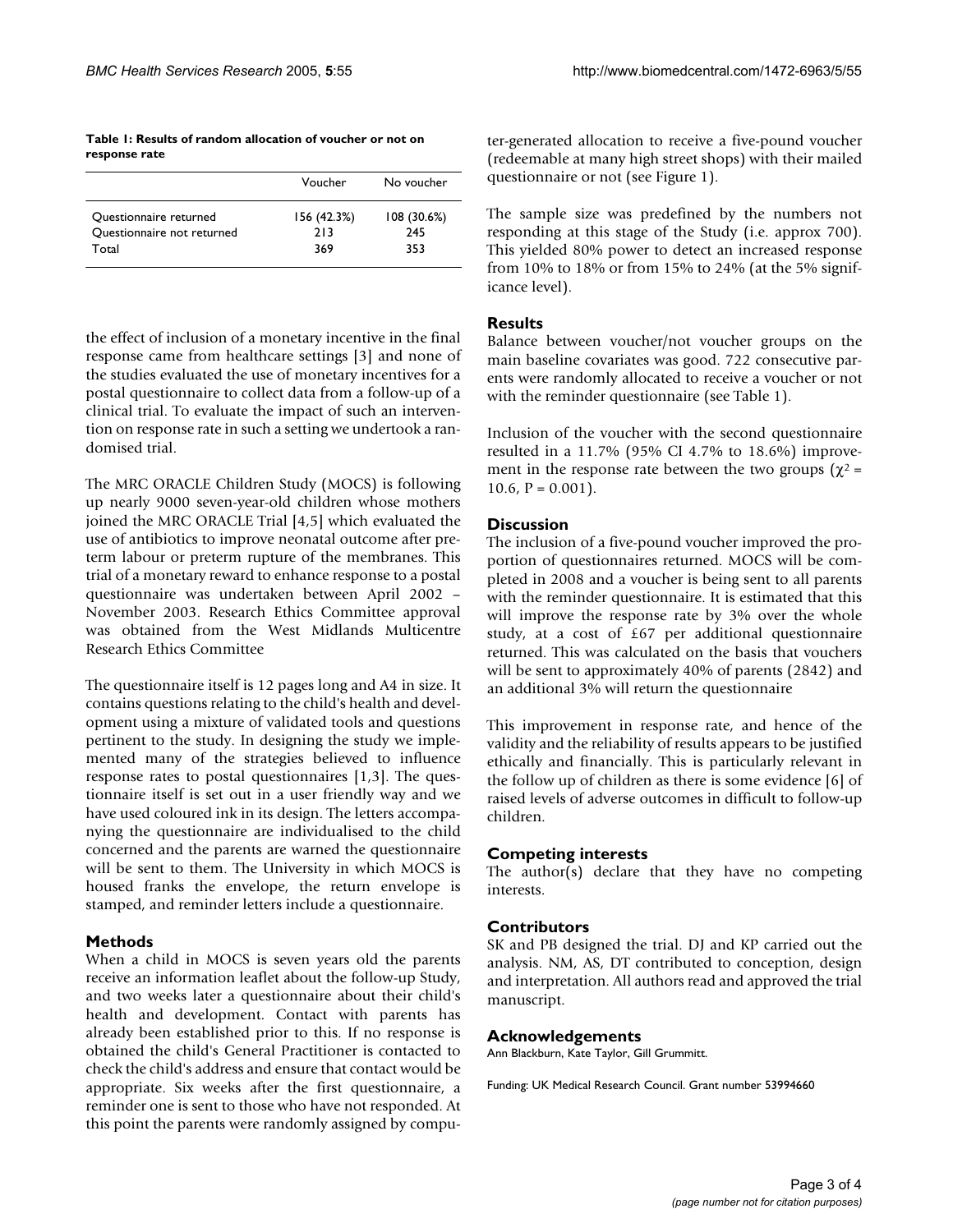**Table 1: Results of random allocation of voucher or not on response rate**

| | Voucher | No voucher |
|---|---|---|
| Questionnaire returned | 156 (42.3%) | 108 (30.6%) |
| Questionnaire not returned | 213 | 245 |
| Total | 369 | 353 |

the effect of inclusion of a monetary incentive in the final response came from healthcare settings [3] and none of the studies evaluated the use of monetary incentives for a postal questionnaire to collect data from a follow-up of a clinical trial. To evaluate the impact of such an intervention on response rate in such a setting we undertook a randomised trial.

The MRC ORACLE Children Study (MOCS) is following up nearly 9000 seven-year-old children whose mothers joined the MRC ORACLE Trial [4,5] which evaluated the use of antibiotics to improve neonatal outcome after preterm labour or preterm rupture of the membranes. This trial of a monetary reward to enhance response to a postal questionnaire was undertaken between April 2002 – November 2003. Research Ethics Committee approval was obtained from the West Midlands Multicentre Research Ethics Committee

The questionnaire itself is 12 pages long and A4 in size. It contains questions relating to the child's health and development using a mixture of validated tools and questions pertinent to the study. In designing the study we implemented many of the strategies believed to influence response rates to postal questionnaires [1,3]. The questionnaire itself is set out in a user friendly way and we have used coloured ink in its design. The letters accompanying the questionnaire are individualised to the child concerned and the parents are warned the questionnaire will be sent to them. The University in which MOCS is housed franks the envelope, the return envelope is stamped, and reminder letters include a questionnaire.

## Methods

When a child in MOCS is seven years old the parents receive an information leaflet about the follow-up Study, and two weeks later a questionnaire about their child's health and development. Contact with parents has already been established prior to this. If no response is obtained the child's General Practitioner is contacted to check the child's address and ensure that contact would be appropriate. Six weeks after the first questionnaire, a reminder one is sent to those who have not responded. At this point the parents were randomly assigned by computer-generated allocation to receive a five-pound voucher (redeemable at many high street shops) with their mailed questionnaire or not (see Figure 1).

The sample size was predefined by the numbers not responding at this stage of the Study (i.e. approx 700). This yielded 80% power to detect an increased response from 10% to 18% or from 15% to 24% (at the 5% significance level).

## Results

Balance between voucher/not voucher groups on the main baseline covariates was good. 722 consecutive parents were randomly allocated to receive a voucher or not with the reminder questionnaire (see Table 1).

Inclusion of the voucher with the second questionnaire resulted in a 11.7% (95% CI 4.7% to 18.6%) improvement in the response rate between the two groups ($\chi^2$ = 10.6, P = 0.001).

## Discussion

The inclusion of a five-pound voucher improved the proportion of questionnaires returned. MOCS will be completed in 2008 and a voucher is being sent to all parents with the reminder questionnaire. It is estimated that this will improve the response rate by 3% over the whole study, at a cost of £67 per additional questionnaire returned. This was calculated on the basis that vouchers will be sent to approximately 40% of parents (2842) and an additional 3% will return the questionnaire

This improvement in response rate, and hence of the validity and the reliability of results appears to be justified ethically and financially. This is particularly relevant in the follow up of children as there is some evidence [6] of raised levels of adverse outcomes in difficult to follow-up children.

## Competing interests

The author(s) declare that they have no competing interests.

## Contributors

SK and PB designed the trial. DJ and KP carried out the analysis. NM, AS, DT contributed to conception, design and interpretation. All authors read and approved the trial manuscript.

## Acknowledgements

Ann Blackburn, Kate Taylor, Gill Grummitt.

Funding: UK Medical Research Council. Grant number 53994660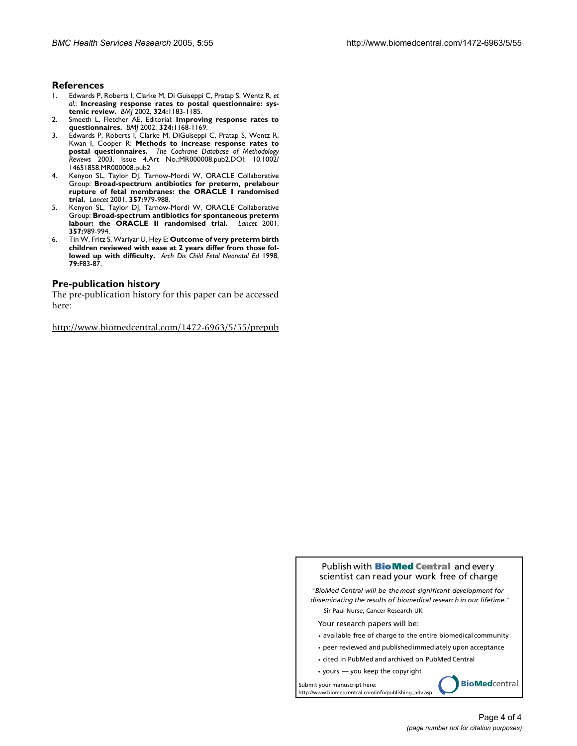## References

1. Edwards P, Roberts I, Clarke M, Di Guiseppi C, Pratap S, Wentz R, *et al.*: **Increasing response rates to postal questionnaire: systemic review.** *BMJ* 2002, **324:**1183-1185.
2. Smeeth L, Fletcher AE, Editorial: **Improving response rates to questionnaires.** *BMJ* 2002, **324:**1168-1169.
3. Edwards P, Roberts I, Clarke M, DiGuiseppi C, Pratap S, Wentz R, Kwan I, Cooper R: **Methods to increase response rates to postal questionnaires.** *The Cochrane Database of Methodology Reviews* 2003. Issue 4.Art No.:MR000008.pub2.DOI: 10.1002/14651858.MR000008.pub2
4. Kenyon SL, Taylor DJ, Tarnow-Mordi W, ORACLE Collaborative Group: **Broad-spectrum antibiotics for preterm, prelabour rupture of fetal membranes: the ORACLE I randomised trial.** *Lancet* 2001, **357:**979-988.
5. Kenyon SL, Taylor DJ, Tarnow-Mordi W, ORACLE Collaborative Group: **Broad-spectrum antibiotics for spontaneous preterm labour: the ORACLE II randomised trial.** *Lancet* 2001, **357:**989-994.
6. Tin W, Fritz S, Wariyar U, Hey E: **Outcome of very preterm birth children reviewed with ease at 2 years differ from those followed up with difficulty.** *Arch Dis Child Fetal Neonatal Ed* 1998, **79:**F83-87.

## Pre-publication history

The pre-publication history for this paper can be accessed here:

http://www.biomedcentral.com/1472-6963/5/55/prepub

Publish with **BioMed Central** and every scientist can read your work free of charge

*"BioMed Central will be the most significant development for disseminating the results of biomedical research in our lifetime."*

Sir Paul Nurse, Cancer Research UK

Your research papers will be:

- available free of charge to the entire biomedical community
- peer reviewed and published immediately upon acceptance
- cited in PubMed and archived on PubMed Central
- yours — you keep the copyright

Submit your manuscript here:
http://www.biomedcentral.com/info/publishing_adv.asp

**BioMed**central